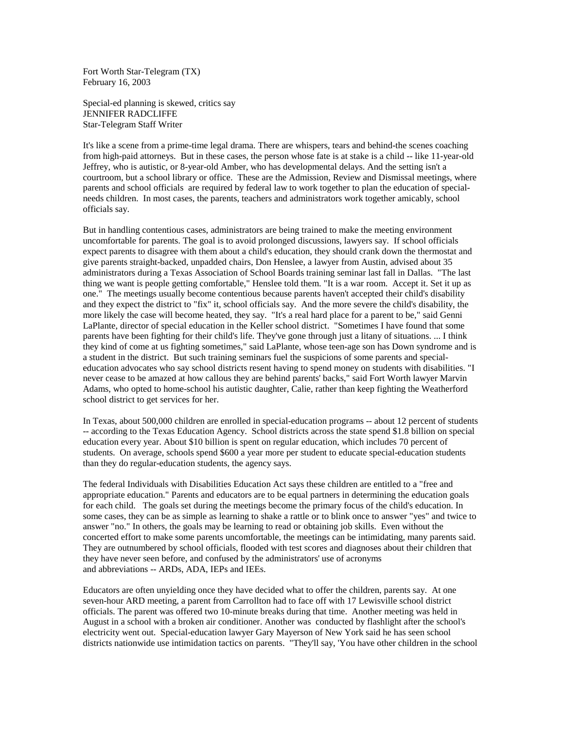Fort Worth Star-Telegram (TX)
February 16, 2003

Special-ed planning is skewed, critics say
JENNIFER RADCLIFFE
Star-Telegram Staff Writer

It's like a scene from a prime-time legal drama. There are whispers, tears and behind-the scenes coaching from high-paid attorneys. But in these cases, the person whose fate is at stake is a child -- like 11-year-old Jeffrey, who is autistic, or 8-year-old Amber, who has developmental delays. And the setting isn't a courtroom, but a school library or office. These are the Admission, Review and Dismissal meetings, where parents and school officials are required by federal law to work together to plan the education of special-needs children. In most cases, the parents, teachers and administrators work together amicably, school officials say.

But in handling contentious cases, administrators are being trained to make the meeting environment uncomfortable for parents. The goal is to avoid prolonged discussions, lawyers say. If school officials expect parents to disagree with them about a child's education, they should crank down the thermostat and give parents straight-backed, unpadded chairs, Don Henslee, a lawyer from Austin, advised about 35 administrators during a Texas Association of School Boards training seminar last fall in Dallas. "The last thing we want is people getting comfortable," Henslee told them. "It is a war room. Accept it. Set it up as one." The meetings usually become contentious because parents haven't accepted their child's disability and they expect the district to "fix" it, school officials say. And the more severe the child's disability, the more likely the case will become heated, they say. "It's a real hard place for a parent to be," said Genni LaPlante, director of special education in the Keller school district. "Sometimes I have found that some parents have been fighting for their child's life. They've gone through just a litany of situations. ... I think they kind of come at us fighting sometimes," said LaPlante, whose teen-age son has Down syndrome and is a student in the district. But such training seminars fuel the suspicions of some parents and special-education advocates who say school districts resent having to spend money on students with disabilities. "I never cease to be amazed at how callous they are behind parents' backs," said Fort Worth lawyer Marvin Adams, who opted to home-school his autistic daughter, Calie, rather than keep fighting the Weatherford school district to get services for her.

In Texas, about 500,000 children are enrolled in special-education programs -- about 12 percent of students -- according to the Texas Education Agency. School districts across the state spend $1.8 billion on special education every year. About $10 billion is spent on regular education, which includes 70 percent of students. On average, schools spend $600 a year more per student to educate special-education students than they do regular-education students, the agency says.

The federal Individuals with Disabilities Education Act says these children are entitled to a "free and appropriate education." Parents and educators are to be equal partners in determining the education goals for each child. The goals set during the meetings become the primary focus of the child's education. In some cases, they can be as simple as learning to shake a rattle or to blink once to answer "yes" and twice to answer "no." In others, the goals may be learning to read or obtaining job skills. Even without the concerted effort to make some parents uncomfortable, the meetings can be intimidating, many parents said. They are outnumbered by school officials, flooded with test scores and diagnoses about their children that they have never seen before, and confused by the administrators' use of acronyms and abbreviations -- ARDs, ADA, IEPs and IEEs.

Educators are often unyielding once they have decided what to offer the children, parents say. At one seven-hour ARD meeting, a parent from Carrollton had to face off with 17 Lewisville school district officials. The parent was offered two 10-minute breaks during that time. Another meeting was held in August in a school with a broken air conditioner. Another was conducted by flashlight after the school's electricity went out. Special-education lawyer Gary Mayerson of New York said he has seen school districts nationwide use intimidation tactics on parents. "They'll say, 'You have other children in the school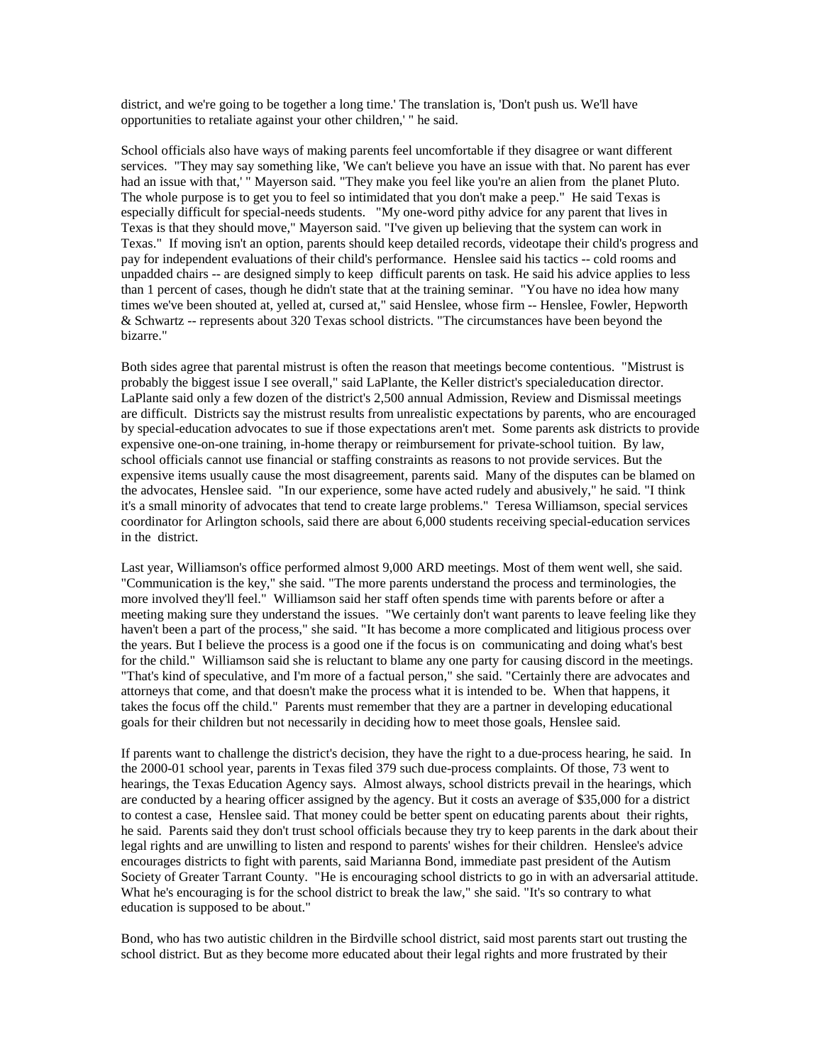district, and we're going to be together a long time.' The translation is, 'Don't push us. We'll have opportunities to retaliate against your other children,' " he said.

School officials also have ways of making parents feel uncomfortable if they disagree or want different services. "They may say something like, 'We can't believe you have an issue with that. No parent has ever had an issue with that,' " Mayerson said. "They make you feel like you're an alien from the planet Pluto. The whole purpose is to get you to feel so intimidated that you don't make a peep." He said Texas is especially difficult for special-needs students. "My one-word pithy advice for any parent that lives in Texas is that they should move," Mayerson said. "I've given up believing that the system can work in Texas." If moving isn't an option, parents should keep detailed records, videotape their child's progress and pay for independent evaluations of their child's performance. Henslee said his tactics -- cold rooms and unpadded chairs -- are designed simply to keep difficult parents on task. He said his advice applies to less than 1 percent of cases, though he didn't state that at the training seminar. "You have no idea how many times we've been shouted at, yelled at, cursed at," said Henslee, whose firm -- Henslee, Fowler, Hepworth & Schwartz -- represents about 320 Texas school districts. "The circumstances have been beyond the bizarre."

Both sides agree that parental mistrust is often the reason that meetings become contentious. "Mistrust is probably the biggest issue I see overall," said LaPlante, the Keller district's specialeducation director. LaPlante said only a few dozen of the district's 2,500 annual Admission, Review and Dismissal meetings are difficult. Districts say the mistrust results from unrealistic expectations by parents, who are encouraged by special-education advocates to sue if those expectations aren't met. Some parents ask districts to provide expensive one-on-one training, in-home therapy or reimbursement for private-school tuition. By law, school officials cannot use financial or staffing constraints as reasons to not provide services. But the expensive items usually cause the most disagreement, parents said. Many of the disputes can be blamed on the advocates, Henslee said. "In our experience, some have acted rudely and abusively," he said. "I think it's a small minority of advocates that tend to create large problems." Teresa Williamson, special services coordinator for Arlington schools, said there are about 6,000 students receiving special-education services in the district.

Last year, Williamson's office performed almost 9,000 ARD meetings. Most of them went well, she said. "Communication is the key," she said. "The more parents understand the process and terminologies, the more involved they'll feel." Williamson said her staff often spends time with parents before or after a meeting making sure they understand the issues. "We certainly don't want parents to leave feeling like they haven't been a part of the process," she said. "It has become a more complicated and litigious process over the years. But I believe the process is a good one if the focus is on communicating and doing what's best for the child." Williamson said she is reluctant to blame any one party for causing discord in the meetings. "That's kind of speculative, and I'm more of a factual person," she said. "Certainly there are advocates and attorneys that come, and that doesn't make the process what it is intended to be. When that happens, it takes the focus off the child." Parents must remember that they are a partner in developing educational goals for their children but not necessarily in deciding how to meet those goals, Henslee said.

If parents want to challenge the district's decision, they have the right to a due-process hearing, he said. In the 2000-01 school year, parents in Texas filed 379 such due-process complaints. Of those, 73 went to hearings, the Texas Education Agency says. Almost always, school districts prevail in the hearings, which are conducted by a hearing officer assigned by the agency. But it costs an average of $35,000 for a district to contest a case, Henslee said. That money could be better spent on educating parents about their rights, he said. Parents said they don't trust school officials because they try to keep parents in the dark about their legal rights and are unwilling to listen and respond to parents' wishes for their children. Henslee's advice encourages districts to fight with parents, said Marianna Bond, immediate past president of the Autism Society of Greater Tarrant County. "He is encouraging school districts to go in with an adversarial attitude. What he's encouraging is for the school district to break the law," she said. "It's so contrary to what education is supposed to be about."

Bond, who has two autistic children in the Birdville school district, said most parents start out trusting the school district. But as they become more educated about their legal rights and more frustrated by their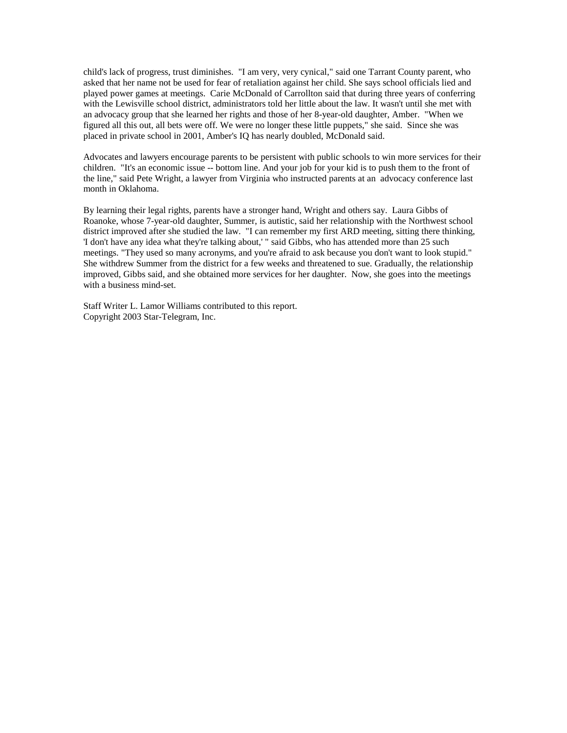child's lack of progress, trust diminishes. "I am very, very cynical," said one Tarrant County parent, who asked that her name not be used for fear of retaliation against her child. She says school officials lied and played power games at meetings. Carie McDonald of Carrollton said that during three years of conferring with the Lewisville school district, administrators told her little about the law. It wasn't until she met with an advocacy group that she learned her rights and those of her 8-year-old daughter, Amber. "When we figured all this out, all bets were off. We were no longer these little puppets," she said. Since she was placed in private school in 2001, Amber's IQ has nearly doubled, McDonald said.

Advocates and lawyers encourage parents to be persistent with public schools to win more services for their children. "It's an economic issue -- bottom line. And your job for your kid is to push them to the front of the line," said Pete Wright, a lawyer from Virginia who instructed parents at an advocacy conference last month in Oklahoma.

By learning their legal rights, parents have a stronger hand, Wright and others say. Laura Gibbs of Roanoke, whose 7-year-old daughter, Summer, is autistic, said her relationship with the Northwest school district improved after she studied the law. "I can remember my first ARD meeting, sitting there thinking, 'I don't have any idea what they're talking about,' " said Gibbs, who has attended more than 25 such meetings. "They used so many acronyms, and you're afraid to ask because you don't want to look stupid." She withdrew Summer from the district for a few weeks and threatened to sue. Gradually, the relationship improved, Gibbs said, and she obtained more services for her daughter. Now, she goes into the meetings with a business mind-set.

Staff Writer L. Lamor Williams contributed to this report.
Copyright 2003 Star-Telegram, Inc.